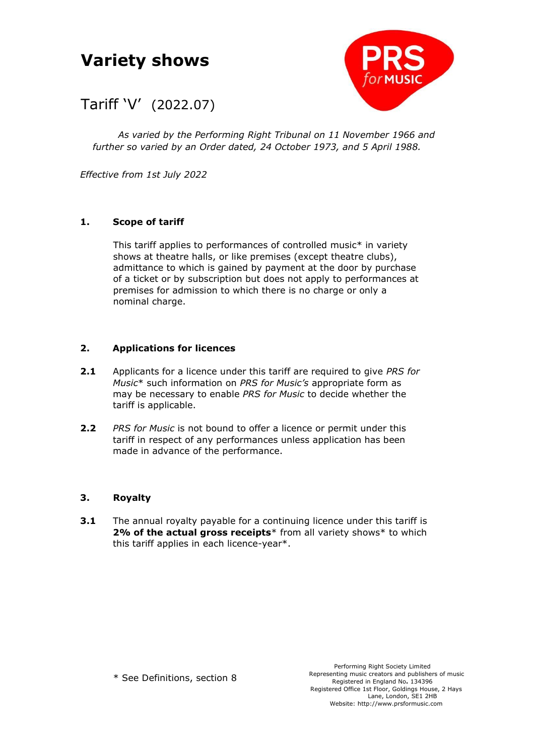# Variety shows

## Tariff 'V' (2022.07)

*As varied by the Performing Right Tribunal on 11 November 1966 and further so varied by an Order dated, 24 October 1973, and 5 April 1988.*

*Effective from 1st July 2022*

### 1. Scope of tariff

This tariff applies to performances of controlled music* in variety shows at theatre halls, or like premises (except theatre clubs), admittance to which is gained by payment at the door by purchase of a ticket or by subscription but does not apply to performances at premises for admission to which there is no charge or only a nominal charge.

### 2. Applications for licences

**2.1** Applicants for a licence under this tariff are required to give *PRS for Music** such information on *PRS for Music's* appropriate form as may be necessary to enable *PRS for Music* to decide whether the tariff is applicable.

**2.2** *PRS for Music* is not bound to offer a licence or permit under this tariff in respect of any performances unless application has been made in advance of the performance.

### 3. Royalty

**3.1** The annual royalty payable for a continuing licence under this tariff is **2% of the actual gross receipts*** from all variety shows* to which this tariff applies in each licence-year*.

\* See Definitions, section 8

Performing Right Society Limited
Representing music creators and publishers of music
Registered in England No. 134396
Registered Office 1st Floor, Goldings House, 2 Hays Lane, London, SE1 2HB
Website: http://www.prsformusic.com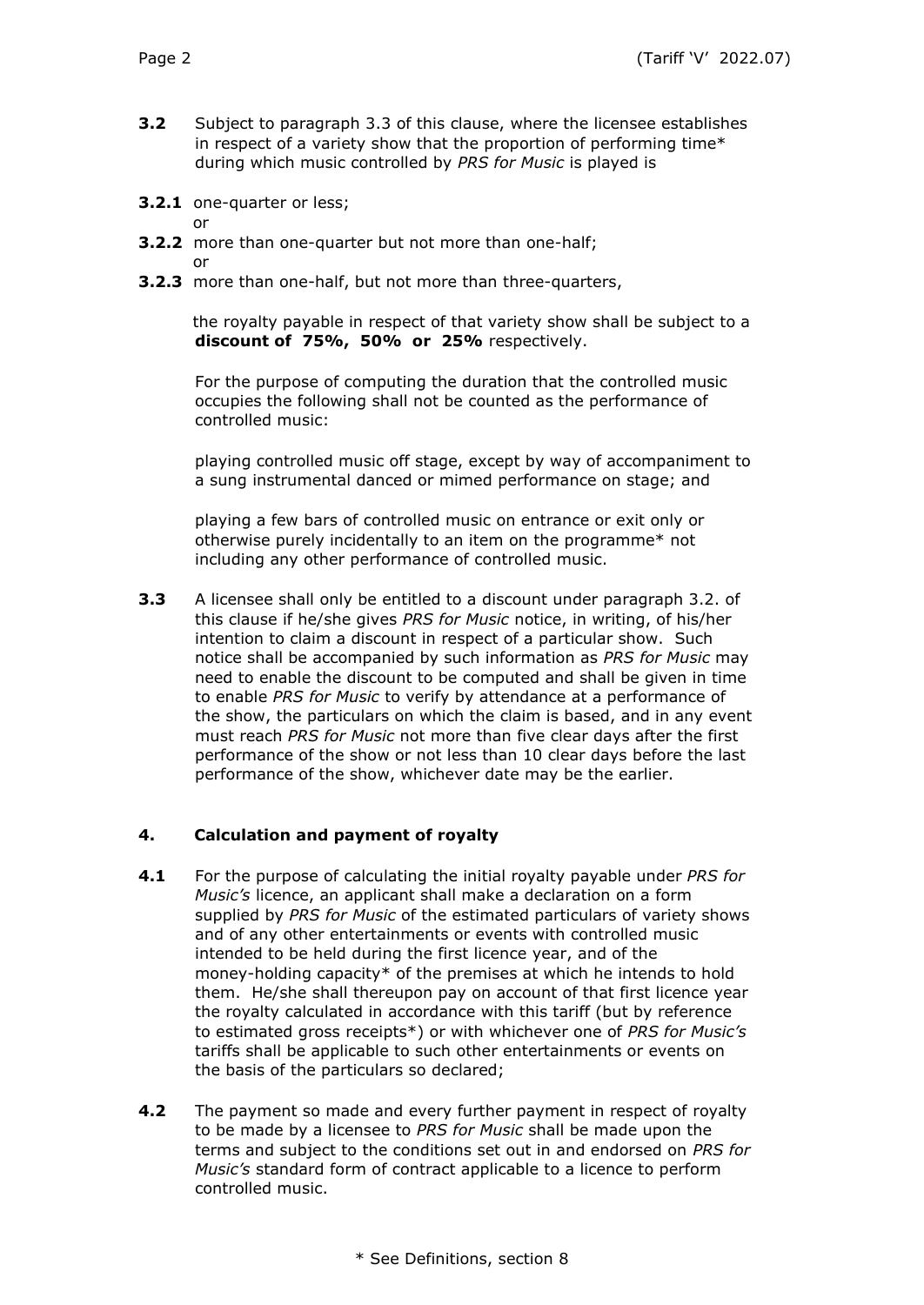**3.2** Subject to paragraph 3.3 of this clause, where the licensee establishes in respect of a variety show that the proportion of performing time* during which music controlled by *PRS for Music* is played is

**3.2.1** one-quarter or less;
or

**3.2.2** more than one-quarter but not more than one-half;
or

**3.2.3** more than one-half, but not more than three-quarters,

the royalty payable in respect of that variety show shall be subject to a **discount of 75%, 50% or 25%** respectively.

For the purpose of computing the duration that the controlled music occupies the following shall not be counted as the performance of controlled music:

playing controlled music off stage, except by way of accompaniment to a sung instrumental danced or mimed performance on stage; and

playing a few bars of controlled music on entrance or exit only or otherwise purely incidentally to an item on the programme* not including any other performance of controlled music.

**3.3** A licensee shall only be entitled to a discount under paragraph 3.2. of this clause if he/she gives *PRS for Music* notice, in writing, of his/her intention to claim a discount in respect of a particular show. Such notice shall be accompanied by such information as *PRS for Music* may need to enable the discount to be computed and shall be given in time to enable *PRS for Music* to verify by attendance at a performance of the show, the particulars on which the claim is based, and in any event must reach *PRS for Music* not more than five clear days after the first performance of the show or not less than 10 clear days before the last performance of the show, whichever date may be the earlier.

## 4. Calculation and payment of royalty

**4.1** For the purpose of calculating the initial royalty payable under *PRS for Music's* licence, an applicant shall make a declaration on a form supplied by *PRS for Music* of the estimated particulars of variety shows and of any other entertainments or events with controlled music intended to be held during the first licence year, and of the money-holding capacity* of the premises at which he intends to hold them. He/she shall thereupon pay on account of that first licence year the royalty calculated in accordance with this tariff (but by reference to estimated gross receipts*) or with whichever one of *PRS for Music's* tariffs shall be applicable to such other entertainments or events on the basis of the particulars so declared;

**4.2** The payment so made and every further payment in respect of royalty to be made by a licensee to *PRS for Music* shall be made upon the terms and subject to the conditions set out in and endorsed on *PRS for Music's* standard form of contract applicable to a licence to perform controlled music.

\* See Definitions, section 8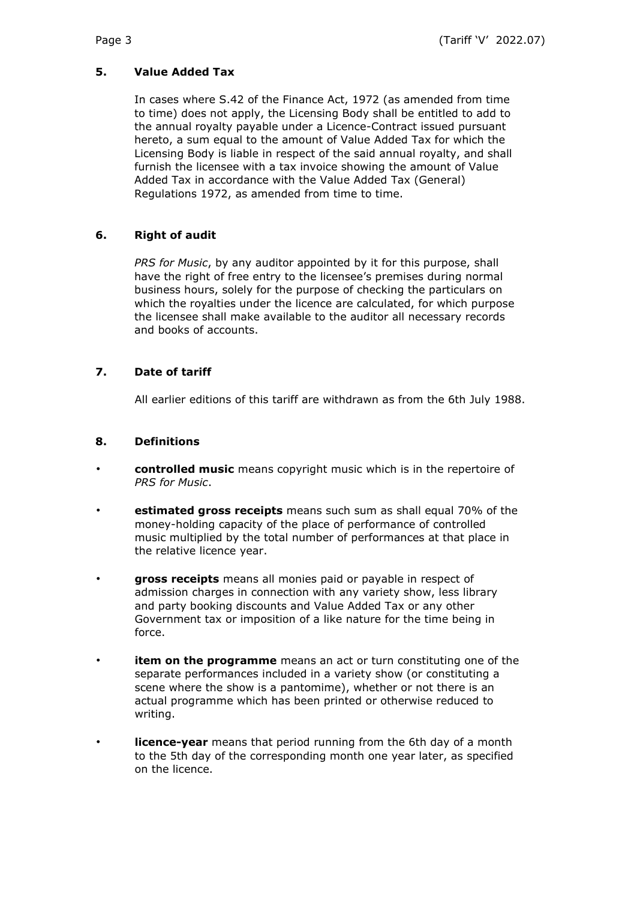## 5. Value Added Tax

In cases where S.42 of the Finance Act, 1972 (as amended from time to time) does not apply, the Licensing Body shall be entitled to add to the annual royalty payable under a Licence-Contract issued pursuant hereto, a sum equal to the amount of Value Added Tax for which the Licensing Body is liable in respect of the said annual royalty, and shall furnish the licensee with a tax invoice showing the amount of Value Added Tax in accordance with the Value Added Tax (General) Regulations 1972, as amended from time to time.

## 6. Right of audit

*PRS for Music*, by any auditor appointed by it for this purpose, shall have the right of free entry to the licensee's premises during normal business hours, solely for the purpose of checking the particulars on which the royalties under the licence are calculated, for which purpose the licensee shall make available to the auditor all necessary records and books of accounts.

## 7. Date of tariff

All earlier editions of this tariff are withdrawn as from the 6th July 1988.

## 8. Definitions

- **controlled music** means copyright music which is in the repertoire of *PRS for Music*.
- **estimated gross receipts** means such sum as shall equal 70% of the money-holding capacity of the place of performance of controlled music multiplied by the total number of performances at that place in the relative licence year.
- **gross receipts** means all monies paid or payable in respect of admission charges in connection with any variety show, less library and party booking discounts and Value Added Tax or any other Government tax or imposition of a like nature for the time being in force.
- **item on the programme** means an act or turn constituting one of the separate performances included in a variety show (or constituting a scene where the show is a pantomime), whether or not there is an actual programme which has been printed or otherwise reduced to writing.
- **licence-year** means that period running from the 6th day of a month to the 5th day of the corresponding month one year later, as specified on the licence.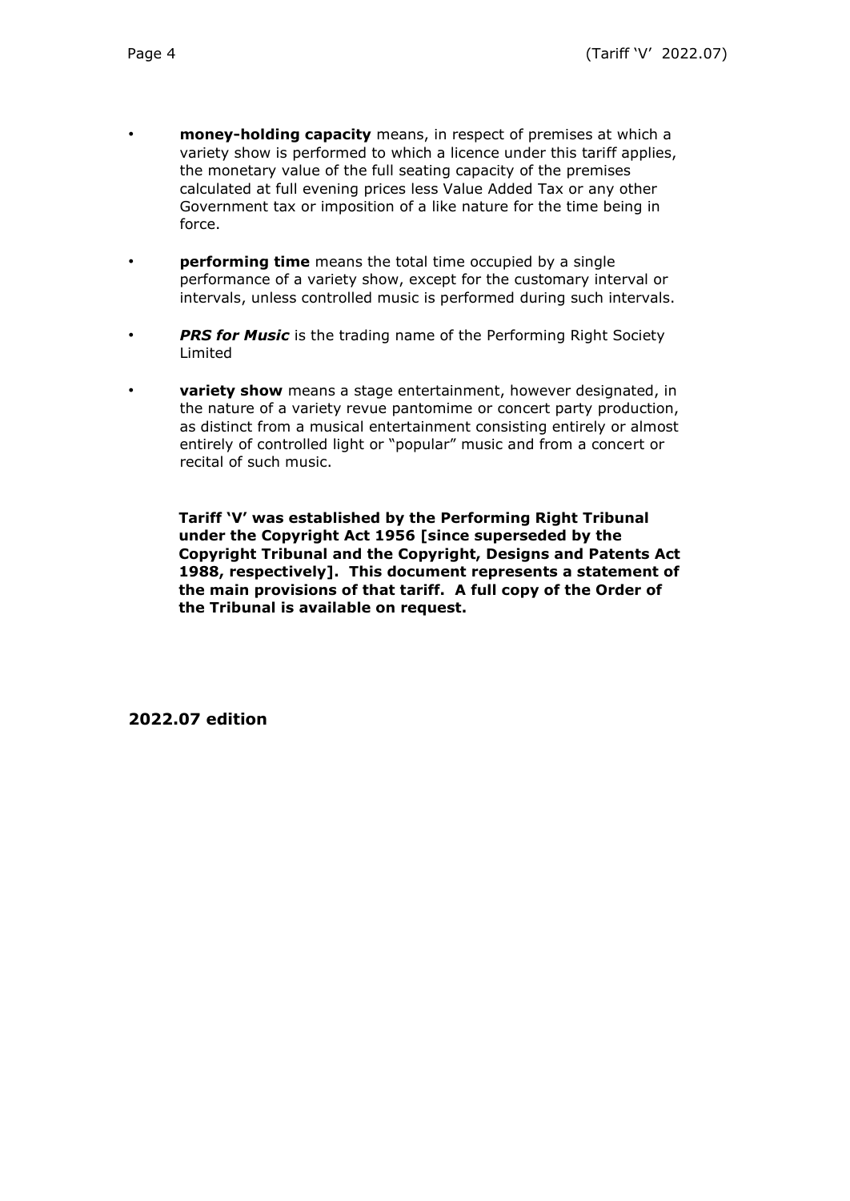- **money-holding capacity** means, in respect of premises at which a variety show is performed to which a licence under this tariff applies, the monetary value of the full seating capacity of the premises calculated at full evening prices less Value Added Tax or any other Government tax or imposition of a like nature for the time being in force.

- **performing time** means the total time occupied by a single performance of a variety show, except for the customary interval or intervals, unless controlled music is performed during such intervals.

- ***PRS for Music*** is the trading name of the Performing Right Society Limited

- **variety show** means a stage entertainment, however designated, in the nature of a variety revue pantomime or concert party production, as distinct from a musical entertainment consisting entirely or almost entirely of controlled light or "popular" music and from a concert or recital of such music.

**Tariff 'V' was established by the Performing Right Tribunal under the Copyright Act 1956 [since superseded by the Copyright Tribunal and the Copyright, Designs and Patents Act 1988, respectively]. This document represents a statement of the main provisions of that tariff. A full copy of the Order of the Tribunal is available on request.**

**2022.07 edition**